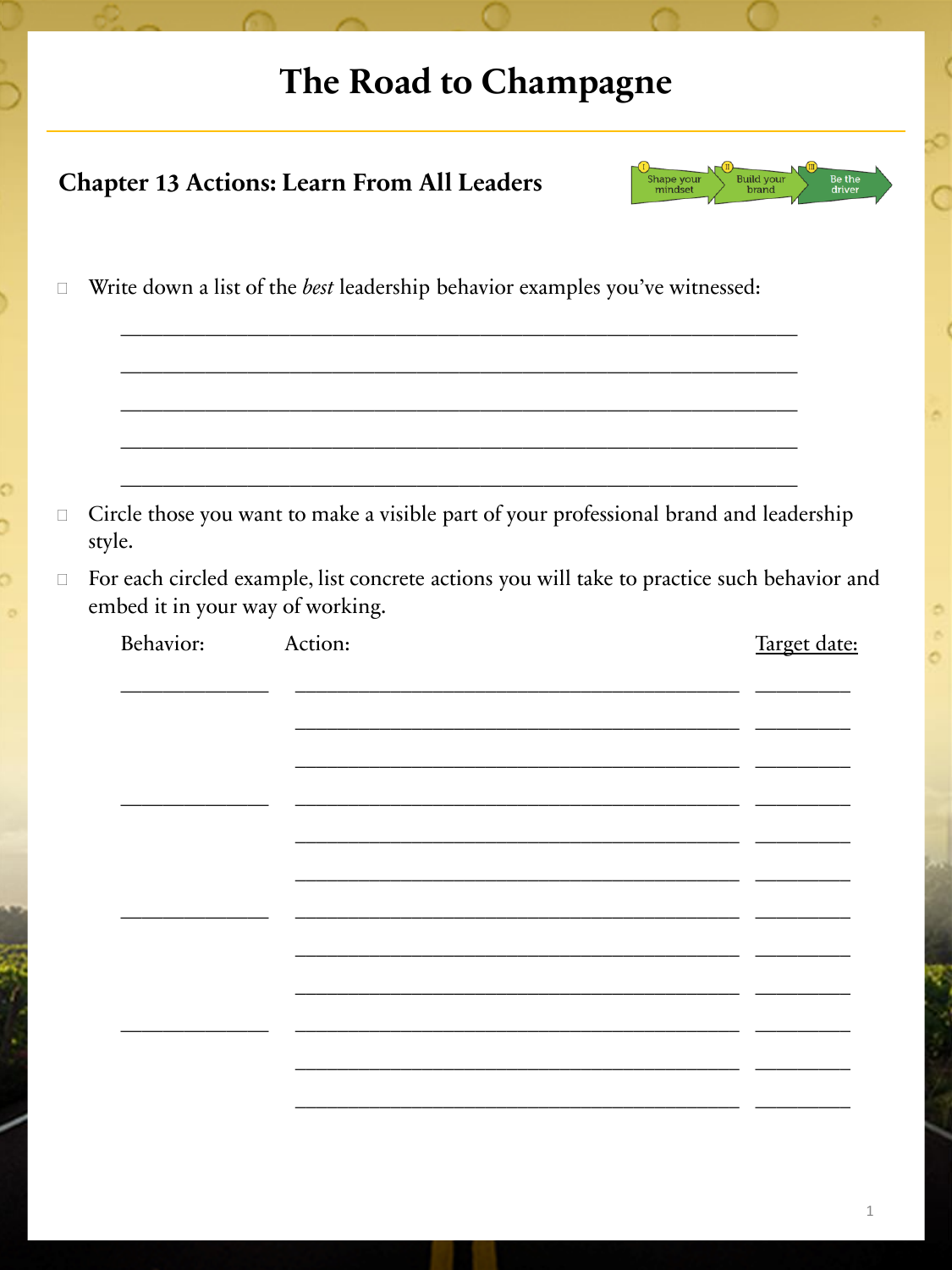# The Road to Champagne

## Chapter 13 Actions: Learn From All Leaders

Shape your mindset → Build your brand → Be the driver

- ☐ Write down a list of the *best* leadership behavior examples you've witnessed:

  ______________________________________________

  ______________________________________________

  ______________________________________________

  ______________________________________________

  ______________________________________________

- ☐ Circle those you want to make a visible part of your professional brand and leadership style.
- ☐ For each circled example, list concrete actions you will take to practice such behavior and embed it in your way of working.

| Behavior: | Action: | Target date: |
|---|---|---|
| ____________ | ______________________________ | ________ |
| | ______________________________ | ________ |
| | ______________________________ | ________ |
| ____________ | ______________________________ | ________ |
| | ______________________________ | ________ |
| | ______________________________ | ________ |
| ____________ | ______________________________ | ________ |
| | ______________________________ | ________ |
| | ______________________________ | ________ |
| ____________ | ______________________________ | ________ |
| | ______________________________ | ________ |
| | ______________________________ | ________ |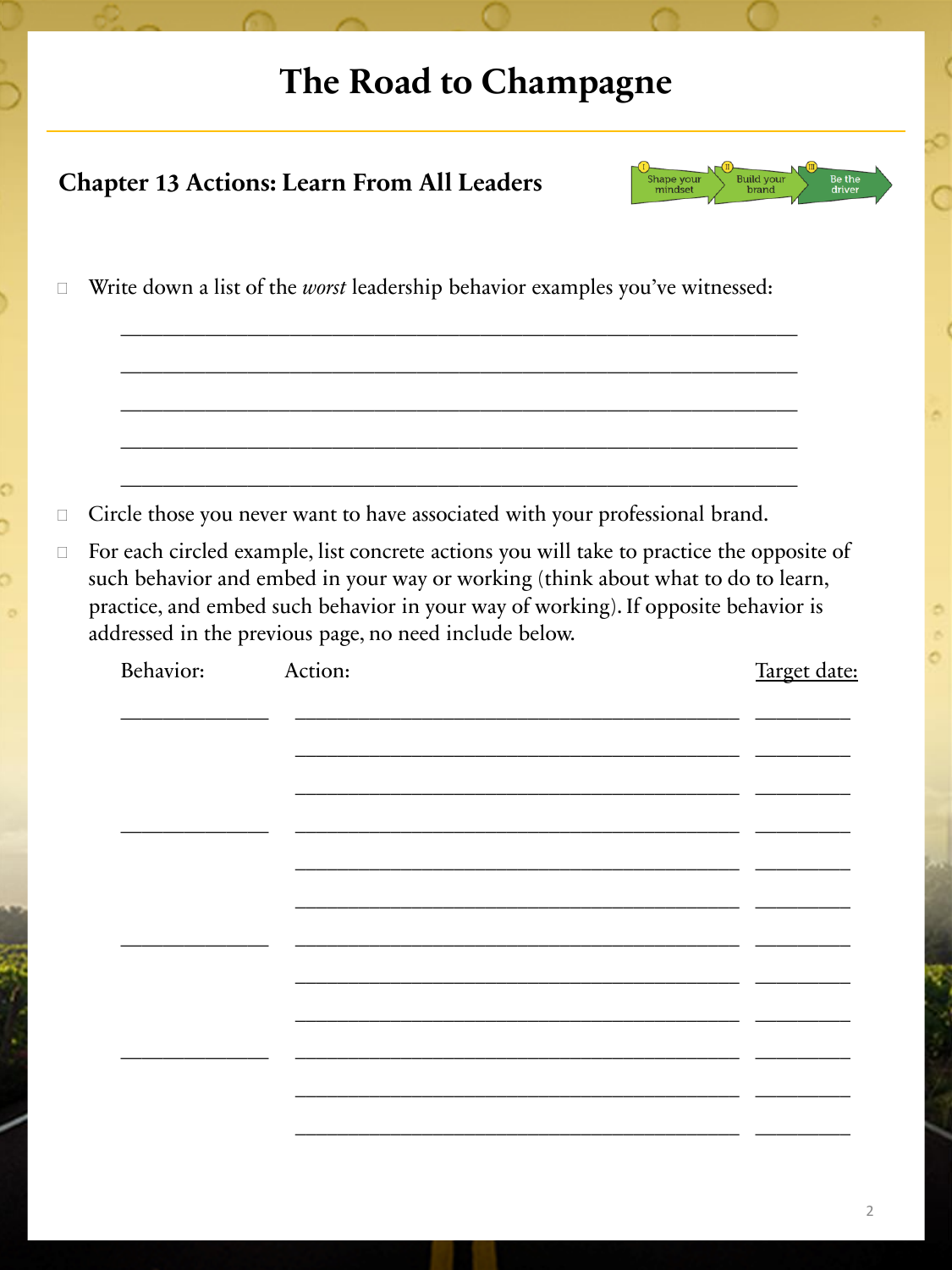# The Road to Champagne

## Chapter 13 Actions: Learn From All Leaders

Shape your mindset | Build your brand | Be the driver

- ☐ Write down a list of the *worst* leadership behavior examples you've witnessed:

  ____________________________________________

  ____________________________________________

  ____________________________________________

  ____________________________________________

  ____________________________________________

- ☐ Circle those you never want to have associated with your professional brand.
- ☐ For each circled example, list concrete actions you will take to practice the opposite of such behavior and embed in your way or working (think about what to do to learn, practice, and embed such behavior in your way of working). If opposite behavior is addressed in the previous page, no need include below.

| Behavior: | Action: | Target date: |
| --- | --- | --- |
| __________ | ______________________________ | ________ |
| | ______________________________ | ________ |
| | ______________________________ | ________ |
| __________ | ______________________________ | ________ |
| | ______________________________ | ________ |
| | ______________________________ | ________ |
| __________ | ______________________________ | ________ |
| | ______________________________ | ________ |
| | ______________________________ | ________ |
| __________ | ______________________________ | ________ |
| | ______________________________ | ________ |
| | ______________________________ | ________ |